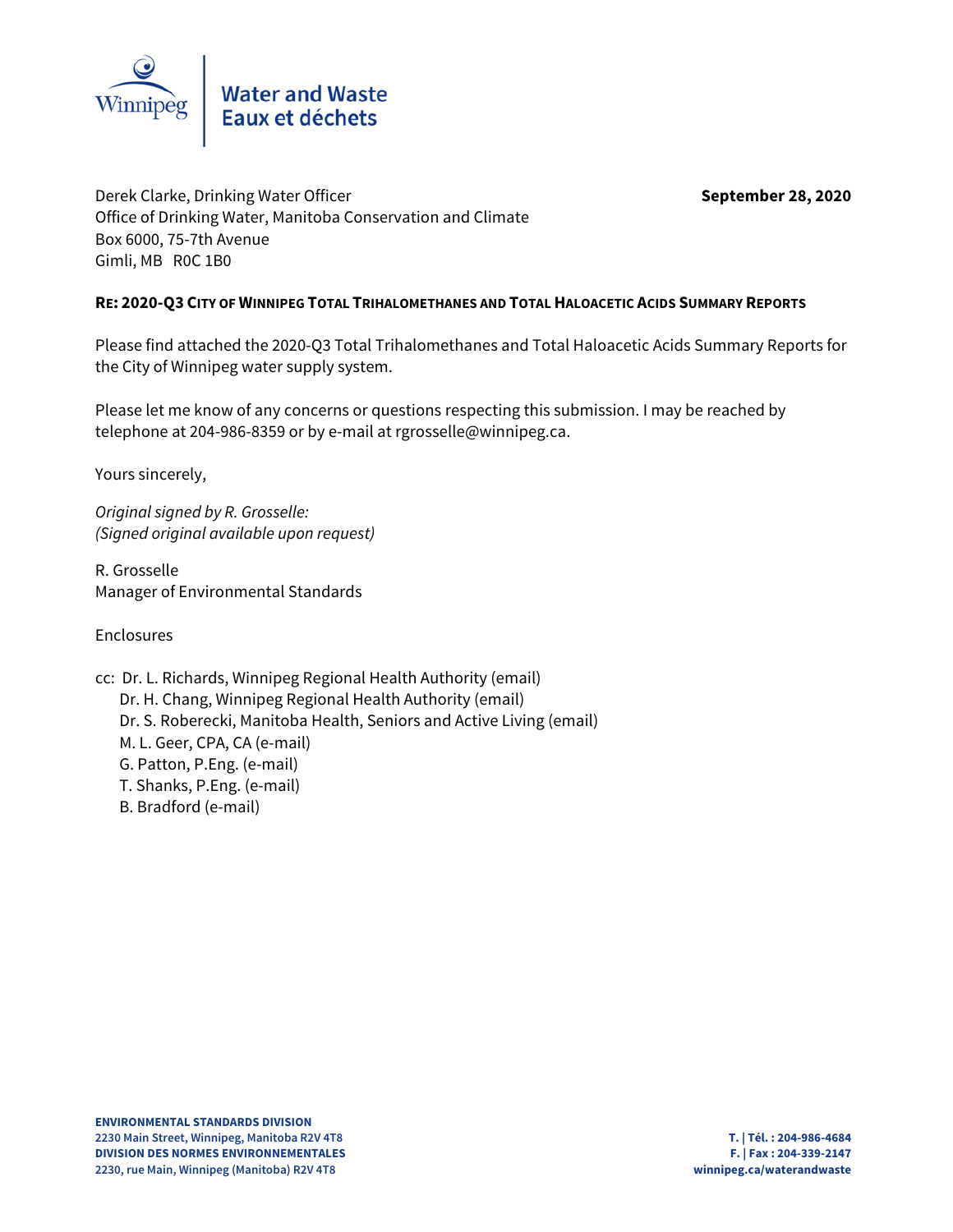Water and Waste
Eaux et déchets

Derek Clarke, Drinking Water Officer
Office of Drinking Water, Manitoba Conservation and Climate
Box 6000, 75-7th Avenue
Gimli, MB R0C 1B0

**September 28, 2020**

**RE: 2020-Q3 CITY OF WINNIPEG TOTAL TRIHALOMETHANES AND TOTAL HALOACETIC ACIDS SUMMARY REPORTS**

Please find attached the 2020-Q3 Total Trihalomethanes and Total Haloacetic Acids Summary Reports for the City of Winnipeg water supply system.

Please let me know of any concerns or questions respecting this submission. I may be reached by telephone at 204-986-8359 or by e-mail at rgrosselle@winnipeg.ca.

Yours sincerely,

*Original signed by R. Grosselle:*
*(Signed original available upon request)*

R. Grosselle
Manager of Environmental Standards

Enclosures

cc: Dr. L. Richards, Winnipeg Regional Health Authority (email)
Dr. H. Chang, Winnipeg Regional Health Authority (email)
Dr. S. Roberecki, Manitoba Health, Seniors and Active Living (email)
M. L. Geer, CPA, CA (e-mail)
G. Patton, P.Eng. (e-mail)
T. Shanks, P.Eng. (e-mail)
B. Bradford (e-mail)

**ENVIRONMENTAL STANDARDS DIVISION**
**2230 Main Street, Winnipeg, Manitoba R2V 4T8**
**DIVISION DES NORMES ENVIRONNEMENTALES**
**2230, rue Main, Winnipeg (Manitoba) R2V 4T8**

**T. | Tél. : 204-986-4684**
**F. | Fax : 204-339-2147**
**winnipeg.ca/waterandwaste**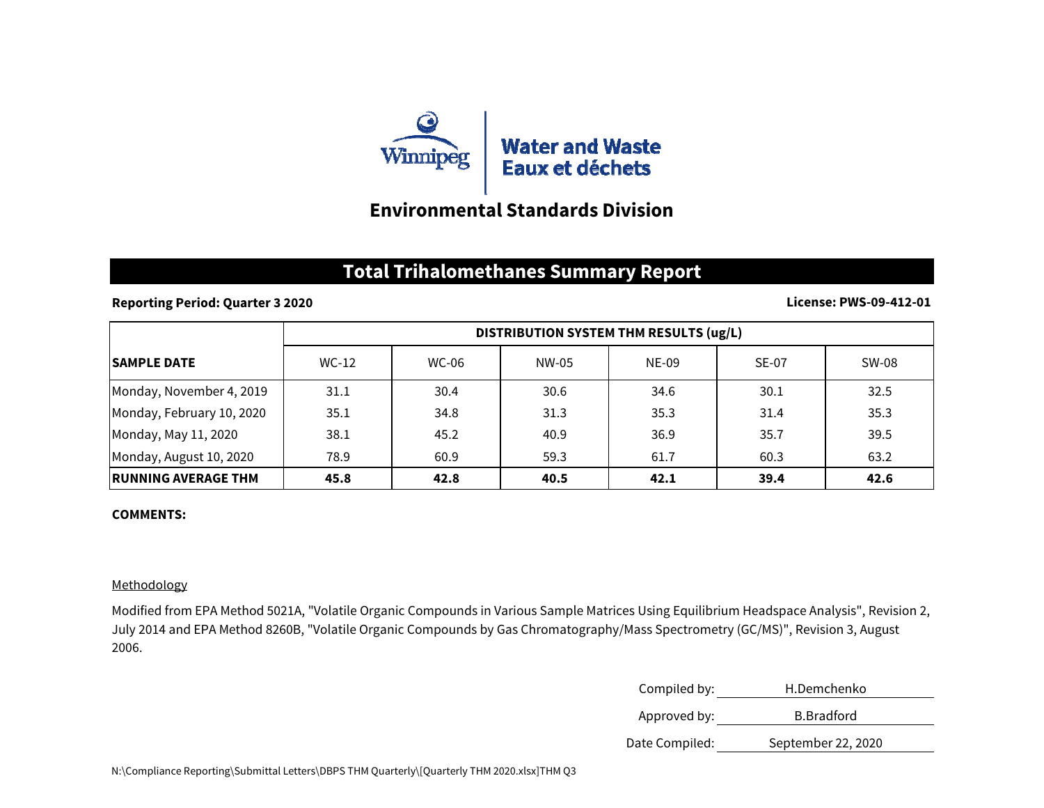Winnipeg | Water and Waste
Eaux et déchets

## Environmental Standards Division

# Total Trihalomethanes Summary Report

**Reporting Period: Quarter 3 2020** **License: PWS-09-412-01**

| SAMPLE DATE | DISTRIBUTION SYSTEM THM RESULTS (ug/L) | | | | | |
|---|---|---|---|---|---|---|
| | WC-12 | WC-06 | NW-05 | NE-09 | SE-07 | SW-08 |
| Monday, November 4, 2019 | 31.1 | 30.4 | 30.6 | 34.6 | 30.1 | 32.5 |
| Monday, February 10, 2020 | 35.1 | 34.8 | 31.3 | 35.3 | 31.4 | 35.3 |
| Monday, May 11, 2020 | 38.1 | 45.2 | 40.9 | 36.9 | 35.7 | 39.5 |
| Monday, August 10, 2020 | 78.9 | 60.9 | 59.3 | 61.7 | 60.3 | 63.2 |
| **RUNNING AVERAGE THM** | **45.8** | **42.8** | **40.5** | **42.1** | **39.4** | **42.6** |

**COMMENTS:**

Methodology

Modified from EPA Method 5021A, "Volatile Organic Compounds in Various Sample Matrices Using Equilibrium Headspace Analysis", Revision 2, July 2014 and EPA Method 8260B, "Volatile Organic Compounds by Gas Chromatography/Mass Spectrometry (GC/MS)", Revision 3, August 2006.

Compiled by: H.Demchenko

Approved by: B.Bradford

Date Compiled: September 22, 2020

N:\Compliance Reporting\Submittal Letters\DBPS THM Quarterly\[Quarterly THM 2020.xlsx]THM Q3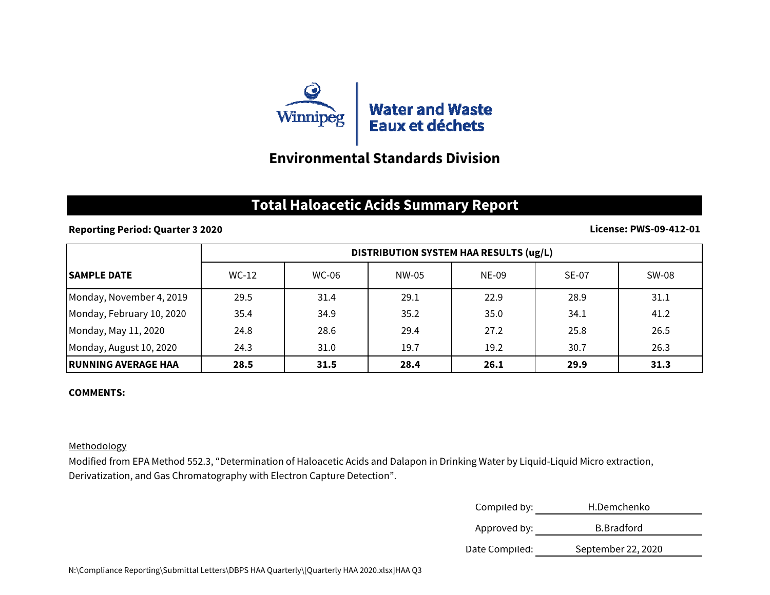Winnipeg | Water and Waste
Eaux et déchets

## Environmental Standards Division

# Total Haloacetic Acids Summary Report

**Reporting Period: Quarter 3 2020** **License: PWS-09-412-01**

| SAMPLE DATE | DISTRIBUTION SYSTEM HAA RESULTS (ug/L) | | | | | |
|---|---|---|---|---|---|---|
| | WC-12 | WC-06 | NW-05 | NE-09 | SE-07 | SW-08 |
| Monday, November 4, 2019 | 29.5 | 31.4 | 29.1 | 22.9 | 28.9 | 31.1 |
| Monday, February 10, 2020 | 35.4 | 34.9 | 35.2 | 35.0 | 34.1 | 41.2 |
| Monday, May 11, 2020 | 24.8 | 28.6 | 29.4 | 27.2 | 25.8 | 26.5 |
| Monday, August 10, 2020 | 24.3 | 31.0 | 19.7 | 19.2 | 30.7 | 26.3 |
| **RUNNING AVERAGE HAA** | **28.5** | **31.5** | **28.4** | **26.1** | **29.9** | **31.3** |

**COMMENTS:**

Methodology

Modified from EPA Method 552.3, "Determination of Haloacetic Acids and Dalapon in Drinking Water by Liquid-Liquid Micro extraction, Derivatization, and Gas Chromatography with Electron Capture Detection".

Compiled by: H.Demchenko

Approved by: B.Bradford

Date Compiled: September 22, 2020

N:\Compliance Reporting\Submittal Letters\DBPS HAA Quarterly\[Quarterly HAA 2020.xlsx]HAA Q3